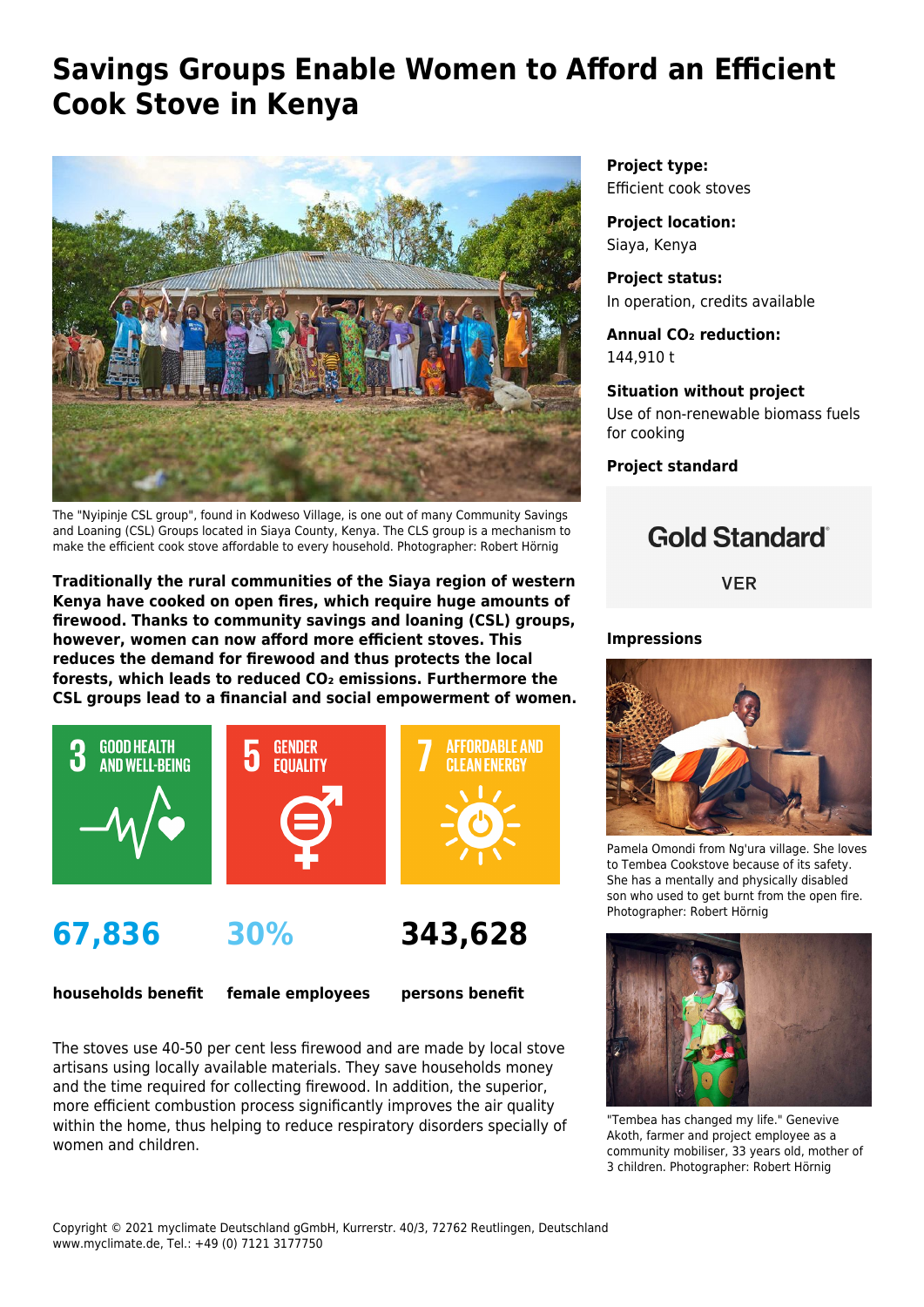# Savings Groups Enable Women to Afford an Efficient Cook Stove in Kenya

The "Nyipinje CSL group", found in Kodweso Village, is one out of many Community Savings and Loaning (CSL) Groups located in Siaya County, Kenya. The CLS group is a mechanism to make the efficient cook stove affordable to every household. Photographer: Robert Hörnig

**Traditionally the rural communities of the Siaya region of western Kenya have cooked on open fires, which require huge amounts of firewood. Thanks to community savings and loaning (CSL) groups, however, women can now afford more efficient stoves. This reduces the demand for firewood and thus protects the local forests, which leads to reduced $CO_2$ emissions. Furthermore the CSL groups lead to a financial and social empowerment of women.**

3 GOOD HEALTH AND WELL-BEING

5 GENDER EQUALITY

7 AFFORDABLE AND CLEAN ENERGY

**67,836** households benefit

**30%** female employees

**343,628** persons benefit

The stoves use 40-50 per cent less firewood and are made by local stove artisans using locally available materials. They save households money and the time required for collecting firewood. In addition, the superior, more efficient combustion process significantly improves the air quality within the home, thus helping to reduce respiratory disorders specially of women and children.

**Project type:**
Efficient cook stoves

**Project location:**
Siaya, Kenya

**Project status:**
In operation, credits available

**Annual $CO_2$ reduction:**
144,910 t

**Situation without project**
Use of non-renewable biomass fuels for cooking

**Project standard**

Gold Standard®

VER

**Impressions**

Pamela Omondi from Ng'ura village. She loves to Tembea Cookstove because of its safety. She has a mentally and physically disabled son who used to get burnt from the open fire. Photographer: Robert Hörnig

"Tembea has changed my life." Genevive Akoth, farmer and project employee as a community mobiliser, 33 years old, mother of 3 children. Photographer: Robert Hörnig

Copyright © 2021 myclimate Deutschland gGmbH, Kurrerstr. 40/3, 72762 Reutlingen, Deutschland
www.myclimate.de, Tel.: +49 (0) 7121 3177750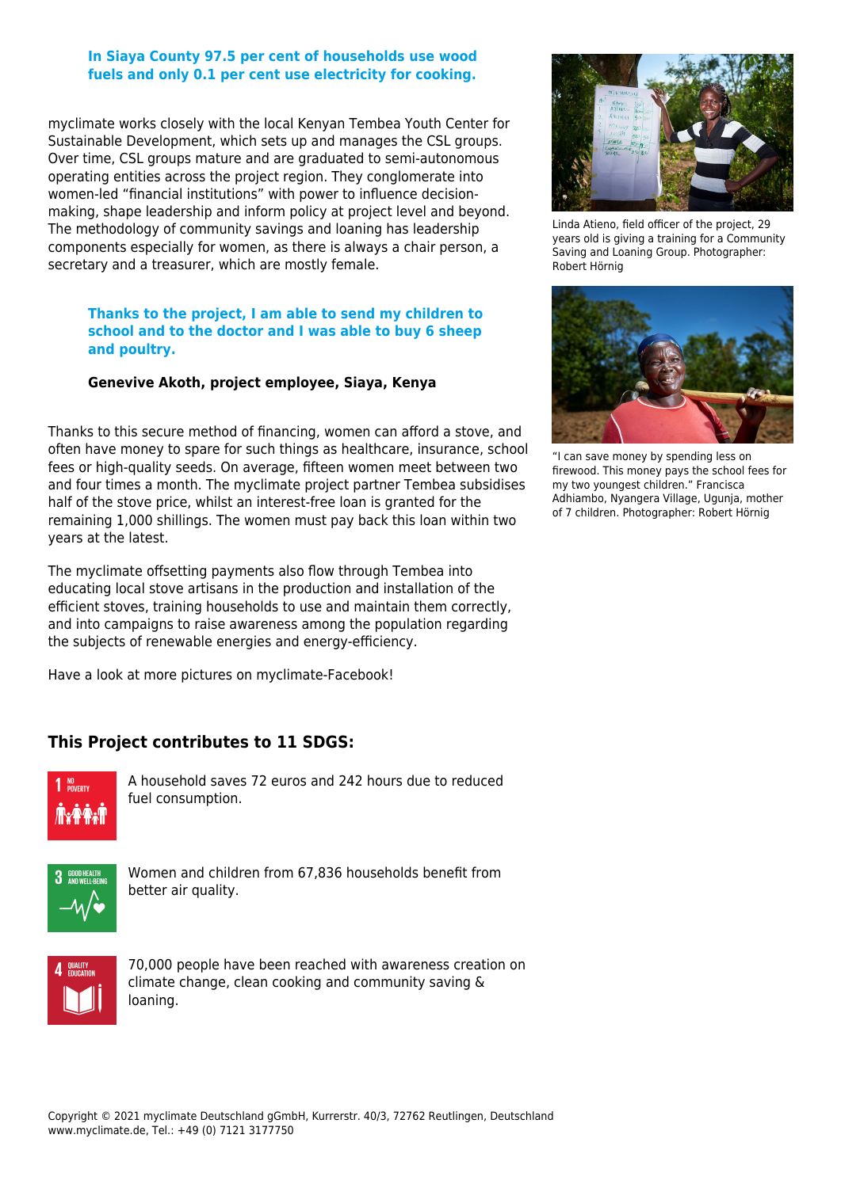**In Siaya County 97.5 per cent of households use wood fuels and only 0.1 per cent use electricity for cooking.**

myclimate works closely with the local Kenyan Tembea Youth Center for Sustainable Development, which sets up and manages the CSL groups. Over time, CSL groups mature and are graduated to semi-autonomous operating entities across the project region. They conglomerate into women-led “financial institutions” with power to influence decision-making, shape leadership and inform policy at project level and beyond. The methodology of community savings and loaning has leadership components especially for women, as there is always a chair person, a secretary and a treasurer, which are mostly female.

**Thanks to the project, I am able to send my children to school and to the doctor and I was able to buy 6 sheep and poultry.**

**Genevive Akoth, project employee, Siaya, Kenya**

Thanks to this secure method of financing, women can afford a stove, and often have money to spare for such things as healthcare, insurance, school fees or high-quality seeds. On average, fifteen women meet between two and four times a month. The myclimate project partner Tembea subsidises half of the stove price, whilst an interest-free loan is granted for the remaining 1,000 shillings. The women must pay back this loan within two years at the latest.

The myclimate offsetting payments also flow through Tembea into educating local stove artisans in the production and installation of the efficient stoves, training households to use and maintain them correctly, and into campaigns to raise awareness among the population regarding the subjects of renewable energies and energy-efficiency.

Have a look at more pictures on myclimate-Facebook!

Linda Atieno, field officer of the project, 29 years old is giving a training for a Community Saving and Loaning Group. Photographer: Robert Hörnig

“I can save money by spending less on firewood. This money pays the school fees for my two youngest children.” Francisca Adhiambo, Nyangera Village, Ugunja, mother of 7 children. Photographer: Robert Hörnig

## This Project contributes to 11 SDGS:

1 NO POVERTY

A household saves 72 euros and 242 hours due to reduced fuel consumption.

3 GOOD HEALTH AND WELL-BEING

Women and children from 67,836 households benefit from better air quality.

4 QUALITY EDUCATION

70,000 people have been reached with awareness creation on climate change, clean cooking and community saving & loaning.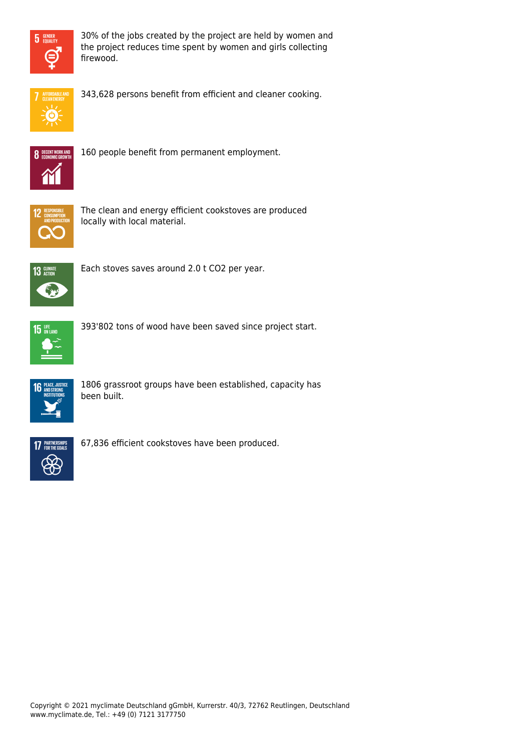5 GENDER EQUALITY

30% of the jobs created by the project are held by women and the project reduces time spent by women and girls collecting firewood.

7 AFFORDABLE AND CLEAN ENERGY

343,628 persons benefit from efficient and cleaner cooking.

8 DECENT WORK AND ECONOMIC GROWTH

160 people benefit from permanent employment.

12 RESPONSIBLE CONSUMPTION AND PRODUCTION

The clean and energy efficient cookstoves are produced locally with local material.

13 CLIMATE ACTION

Each stoves saves around 2.0 t $CO_2$ per year.

15 LIFE ON LAND

393'802 tons of wood have been saved since project start.

16 PEACE, JUSTICE AND STRONG INSTITUTIONS

1806 grassroot groups have been established, capacity has been built.

17 PARTNERSHIPS FOR THE GOALS

67,836 efficient cookstoves have been produced.

Copyright © 2021 myclimate Deutschland gGmbH, Kurrerstr. 40/3, 72762 Reutlingen, Deutschland
www.myclimate.de, Tel.: +49 (0) 7121 3177750